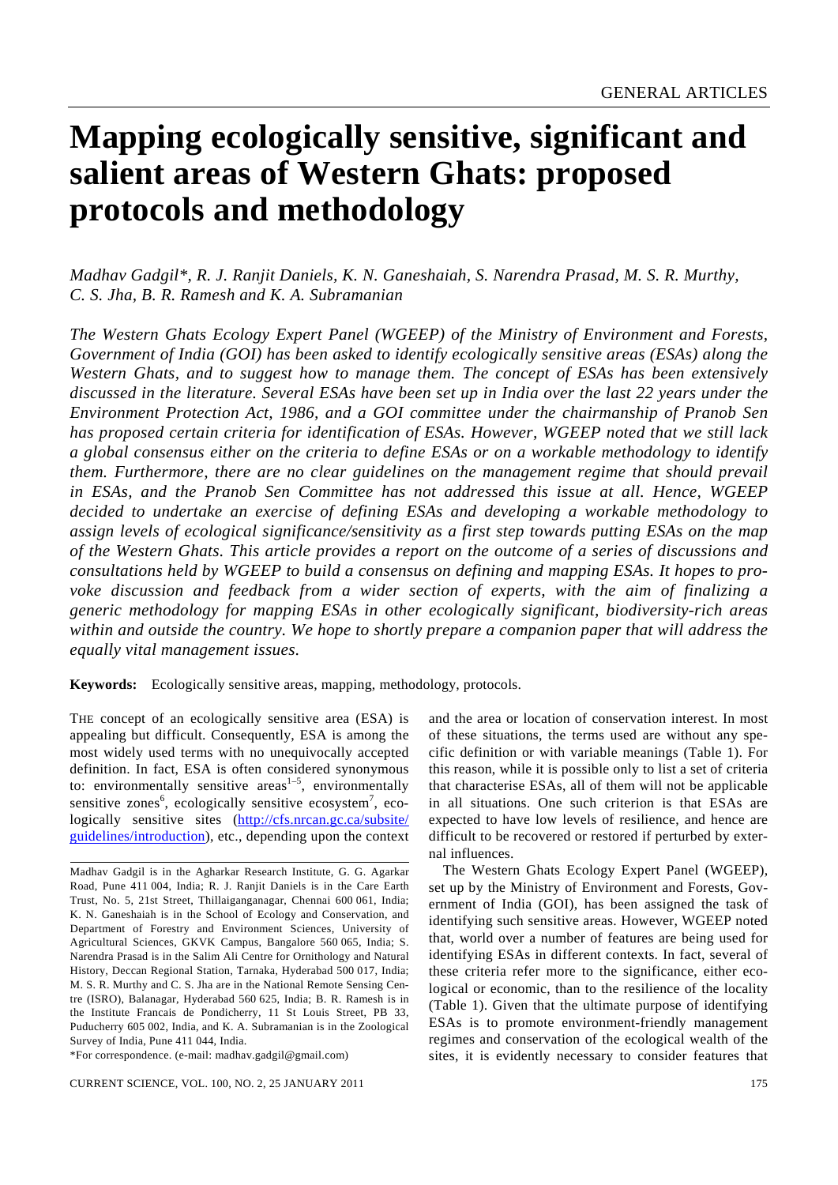# Mapping ecologically sensitive, significant and salient areas of Western Ghats: proposed protocols and methodology

*Madhav Gadgil\*, R. J. Ranjit Daniels, K. N. Ganeshaiah, S. Narendra Prasad, M. S. R. Murthy, C. S. Jha, B. R. Ramesh and K. A. Subramanian*

*The Western Ghats Ecology Expert Panel (WGEEP) of the Ministry of Environment and Forests, Government of India (GOI) has been asked to identify ecologically sensitive areas (ESAs) along the Western Ghats, and to suggest how to manage them. The concept of ESAs has been extensively discussed in the literature. Several ESAs have been set up in India over the last 22 years under the Environment Protection Act, 1986, and a GOI committee under the chairmanship of Pranob Sen has proposed certain criteria for identification of ESAs. However, WGEEP noted that we still lack a global consensus either on the criteria to define ESAs or on a workable methodology to identify them. Furthermore, there are no clear guidelines on the management regime that should prevail in ESAs, and the Pranob Sen Committee has not addressed this issue at all. Hence, WGEEP decided to undertake an exercise of defining ESAs and developing a workable methodology to assign levels of ecological significance/sensitivity as a first step towards putting ESAs on the map of the Western Ghats. This article provides a report on the outcome of a series of discussions and consultations held by WGEEP to build a consensus on defining and mapping ESAs. It hopes to provoke discussion and feedback from a wider section of experts, with the aim of finalizing a generic methodology for mapping ESAs in other ecologically significant, biodiversity-rich areas within and outside the country. We hope to shortly prepare a companion paper that will address the equally vital management issues.*

**Keywords:** Ecologically sensitive areas, mapping, methodology, protocols.

THE concept of an ecologically sensitive area (ESA) is appealing but difficult. Consequently, ESA is among the most widely used terms with no unequivocally accepted definition. In fact, ESA is often considered synonymous to: environmentally sensitive areas[1–5], environmentally sensitive zones[6], ecologically sensitive ecosystem[7], ecologically sensitive sites (http://cfs.nrcan.gc.ca/subsite/guidelines/introduction), etc., depending upon the context and the area or location of conservation interest. In most of these situations, the terms used are without any specific definition or with variable meanings (Table 1). For this reason, while it is possible only to list a set of criteria that characterise ESAs, all of them will not be applicable in all situations. One such criterion is that ESAs are expected to have low levels of resilience, and hence are difficult to be recovered or restored if perturbed by external influences.

The Western Ghats Ecology Expert Panel (WGEEP), set up by the Ministry of Environment and Forests, Government of India (GOI), has been assigned the task of identifying such sensitive areas. However, WGEEP noted that, world over a number of features are being used for identifying ESAs in different contexts. In fact, several of these criteria refer more to the significance, either ecological or economic, than to the resilience of the locality (Table 1). Given that the ultimate purpose of identifying ESAs is to promote environment-friendly management regimes and conservation of the ecological wealth of the sites, it is evidently necessary to consider features that

---

Madhav Gadgil is in the Agharkar Research Institute, G. G. Agarkar Road, Pune 411 004, India; R. J. Ranjit Daniels is in the Care Earth Trust, No. 5, 21st Street, Thillaiganganagar, Chennai 600 061, India; K. N. Ganeshaiah is in the School of Ecology and Conservation, and Department of Forestry and Environment Sciences, University of Agricultural Sciences, GKVK Campus, Bangalore 560 065, India; S. Narendra Prasad is in the Salim Ali Centre for Ornithology and Natural History, Deccan Regional Station, Tarnaka, Hyderabad 500 017, India; M. S. R. Murthy and C. S. Jha are in the National Remote Sensing Centre (ISRO), Balanagar, Hyderabad 560 625, India; B. R. Ramesh is in the Institute Francais de Pondicherry, 11 St Louis Street, PB 33, Puducherry 605 002, India, and K. A. Subramanian is in the Zoological Survey of India, Pune 411 044, India.

\*For correspondence. (e-mail: madhav.gadgil@gmail.com)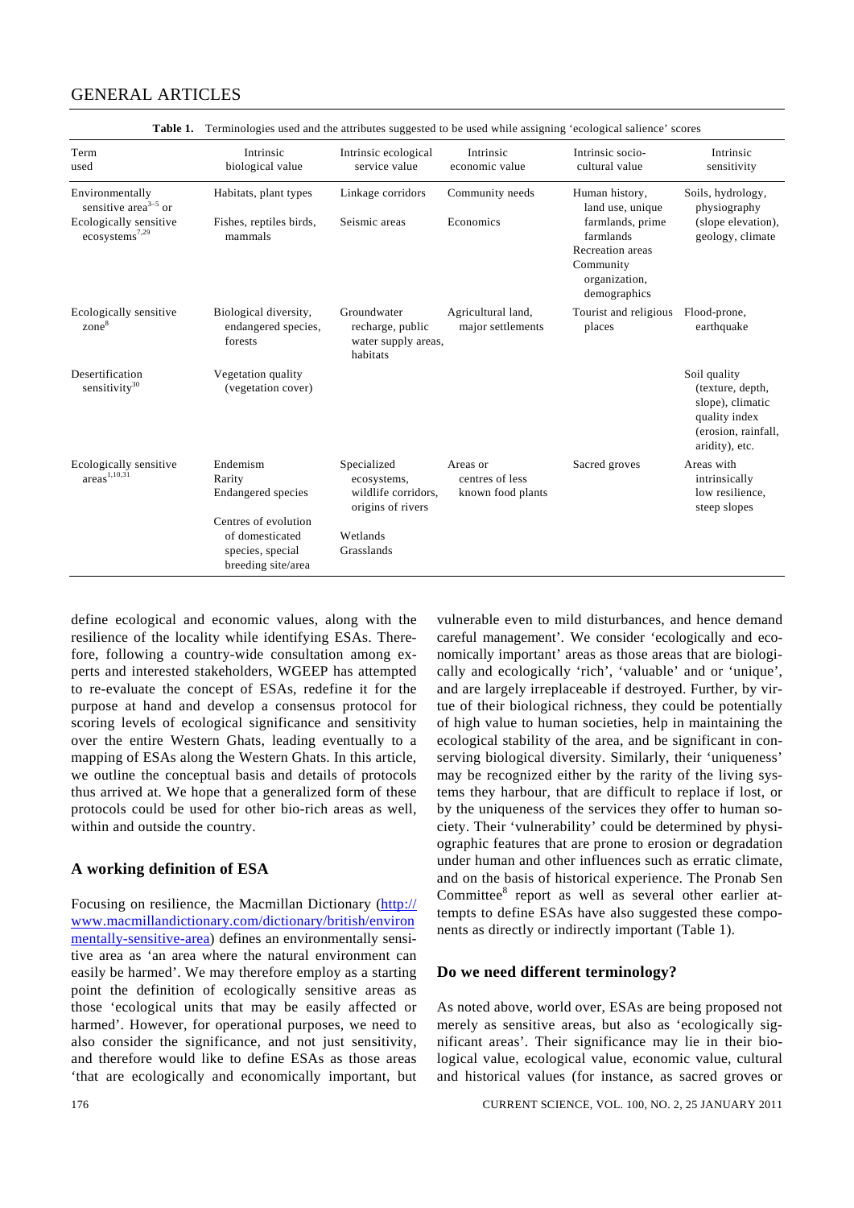**Table 1.** Terminologies used and the attributes suggested to be used while assigning 'ecological salience' scores

| Term used | Intrinsic biological value | Intrinsic ecological service value | Intrinsic economic value | Intrinsic socio-cultural value | Intrinsic sensitivity |
|---|---|---|---|---|---|
| Environmentally sensitive area[3–5] or Ecologically sensitive ecosystems[7,29] | Habitats, plant types<br>Fishes, reptiles birds, mammals | Linkage corridors<br>Seismic areas | Community needs<br>Economics | Human history, land use, unique farmlands, prime farmlands<br>Recreation areas<br>Community organization, demographics | Soils, hydrology, physiography (slope elevation), geology, climate |
| Ecologically sensitive zone[8] | Biological diversity, endangered species, forests | Groundwater recharge, public water supply areas, habitats | Agricultural land, major settlements | Tourist and religious places | Flood-prone, earthquake |
| Desertification sensitivity[30] | Vegetation quality (vegetation cover) | | | | Soil quality (texture, depth, slope), climatic quality index (erosion, rainfall, aridity), etc. |
| Ecologically sensitive areas[1,10,31] | Endemism<br>Rarity<br>Endangered species<br>Centres of evolution of domesticated species, special breeding site/area | Specialized ecosystems, wildlife corridors, origins of rivers<br>Wetlands<br>Grasslands | Areas or centres of less known food plants | Sacred groves | Areas with intrinsically low resilience, steep slopes |

define ecological and economic values, along with the resilience of the locality while identifying ESAs. Therefore, following a country-wide consultation among experts and interested stakeholders, WGEEP has attempted to re-evaluate the concept of ESAs, redefine it for the purpose at hand and develop a consensus protocol for scoring levels of ecological significance and sensitivity over the entire Western Ghats, leading eventually to a mapping of ESAs along the Western Ghats. In this article, we outline the conceptual basis and details of protocols thus arrived at. We hope that a generalized form of these protocols could be used for other bio-rich areas as well, within and outside the country.

## A working definition of ESA

Focusing on resilience, the Macmillan Dictionary (http://www.macmillandictionary.com/dictionary/british/environmentally-sensitive-area) defines an environmentally sensitive area as 'an area where the natural environment can easily be harmed'. We may therefore employ as a starting point the definition of ecologically sensitive areas as those 'ecological units that may be easily affected or harmed'. However, for operational purposes, we need to also consider the significance, and not just sensitivity, and therefore would like to define ESAs as those areas 'that are ecologically and economically important, but vulnerable even to mild disturbances, and hence demand careful management'. We consider 'ecologically and economically important' areas as those areas that are biologically and ecologically 'rich', 'valuable' and or 'unique', and are largely irreplaceable if destroyed. Further, by virtue of their biological richness, they could be potentially of high value to human societies, help in maintaining the ecological stability of the area, and be significant in conserving biological diversity. Similarly, their 'uniqueness' may be recognized either by the rarity of the living systems they harbour, that are difficult to replace if lost, or by the uniqueness of the services they offer to human society. Their 'vulnerability' could be determined by physiographic features that are prone to erosion or degradation under human and other influences such as erratic climate, and on the basis of historical experience. The Pronab Sen Committee[8] report as well as several other earlier attempts to define ESAs have also suggested these components as directly or indirectly important (Table 1).

## Do we need different terminology?

As noted above, world over, ESAs are being proposed not merely as sensitive areas, but also as 'ecologically significant areas'. Their significance may lie in their biological value, ecological value, economic value, cultural and historical values (for instance, as sacred groves or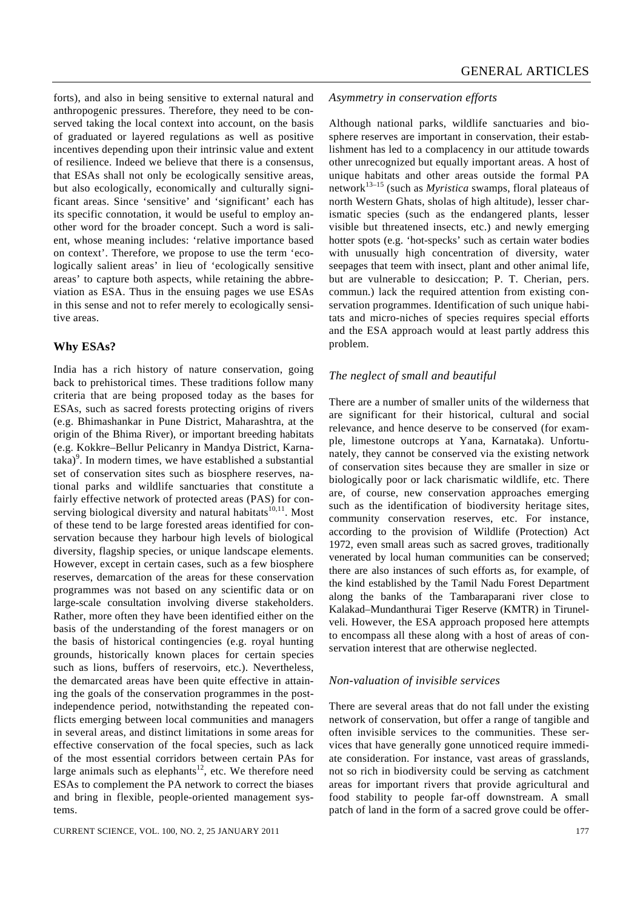forts), and also in being sensitive to external natural and anthropogenic pressures. Therefore, they need to be conserved taking the local context into account, on the basis of graduated or layered regulations as well as positive incentives depending upon their intrinsic value and extent of resilience. Indeed we believe that there is a consensus, that ESAs shall not only be ecologically sensitive areas, but also ecologically, economically and culturally significant areas. Since 'sensitive' and 'significant' each has its specific connotation, it would be useful to employ another word for the broader concept. Such a word is salient, whose meaning includes: 'relative importance based on context'. Therefore, we propose to use the term 'ecologically salient areas' in lieu of 'ecologically sensitive areas' to capture both aspects, while retaining the abbreviation as ESA. Thus in the ensuing pages we use ESAs in this sense and not to refer merely to ecologically sensitive areas.

## Why ESAs?

India has a rich history of nature conservation, going back to prehistorical times. These traditions follow many criteria that are being proposed today as the bases for ESAs, such as sacred forests protecting origins of rivers (e.g. Bhimashankar in Pune District, Maharashtra, at the origin of the Bhima River), or important breeding habitats (e.g. Kokkre–Bellur Pelicanry in Mandya District, Karnataka)[9]. In modern times, we have established a substantial set of conservation sites such as biosphere reserves, national parks and wildlife sanctuaries that constitute a fairly effective network of protected areas (PAS) for conserving biological diversity and natural habitats[10,11]. Most of these tend to be large forested areas identified for conservation because they harbour high levels of biological diversity, flagship species, or unique landscape elements. However, except in certain cases, such as a few biosphere reserves, demarcation of the areas for these conservation programmes was not based on any scientific data or on large-scale consultation involving diverse stakeholders. Rather, more often they have been identified either on the basis of the understanding of the forest managers or on the basis of historical contingencies (e.g. royal hunting grounds, historically known places for certain species such as lions, buffers of reservoirs, etc.). Nevertheless, the demarcated areas have been quite effective in attaining the goals of the conservation programmes in the post-independence period, notwithstanding the repeated conflicts emerging between local communities and managers in several areas, and distinct limitations in some areas for effective conservation of the focal species, such as lack of the most essential corridors between certain PAs for large animals such as elephants[12], etc. We therefore need ESAs to complement the PA network to correct the biases and bring in flexible, people-oriented management systems.

### *Asymmetry in conservation efforts*

Although national parks, wildlife sanctuaries and biosphere reserves are important in conservation, their establishment has led to a complacency in our attitude towards other unrecognized but equally important areas. A host of unique habitats and other areas outside the formal PA network[13–15] (such as *Myristica* swamps, floral plateaus of north Western Ghats, sholas of high altitude), lesser charismatic species (such as the endangered plants, lesser visible but threatened insects, etc.) and newly emerging hotter spots (e.g. 'hot-specks' such as certain water bodies with unusually high concentration of diversity, water seepages that teem with insect, plant and other animal life, but are vulnerable to desiccation; P. T. Cherian, pers. commun.) lack the required attention from existing conservation programmes. Identification of such unique habitats and micro-niches of species requires special efforts and the ESA approach would at least partly address this problem.

### *The neglect of small and beautiful*

There are a number of smaller units of the wilderness that are significant for their historical, cultural and social relevance, and hence deserve to be conserved (for example, limestone outcrops at Yana, Karnataka). Unfortunately, they cannot be conserved via the existing network of conservation sites because they are smaller in size or biologically poor or lack charismatic wildlife, etc. There are, of course, new conservation approaches emerging such as the identification of biodiversity heritage sites, community conservation reserves, etc. For instance, according to the provision of Wildlife (Protection) Act 1972, even small areas such as sacred groves, traditionally venerated by local human communities can be conserved; there are also instances of such efforts as, for example, of the kind established by the Tamil Nadu Forest Department along the banks of the Tambaraparani river close to Kalakad–Mundanthurai Tiger Reserve (KMTR) in Tirunelveli. However, the ESA approach proposed here attempts to encompass all these along with a host of areas of conservation interest that are otherwise neglected.

### *Non-valuation of invisible services*

There are several areas that do not fall under the existing network of conservation, but offer a range of tangible and often invisible services to the communities. These services that have generally gone unnoticed require immediate consideration. For instance, vast areas of grasslands, not so rich in biodiversity could be serving as catchment areas for important rivers that provide agricultural and food stability to people far-off downstream. A small patch of land in the form of a sacred grove could be offer-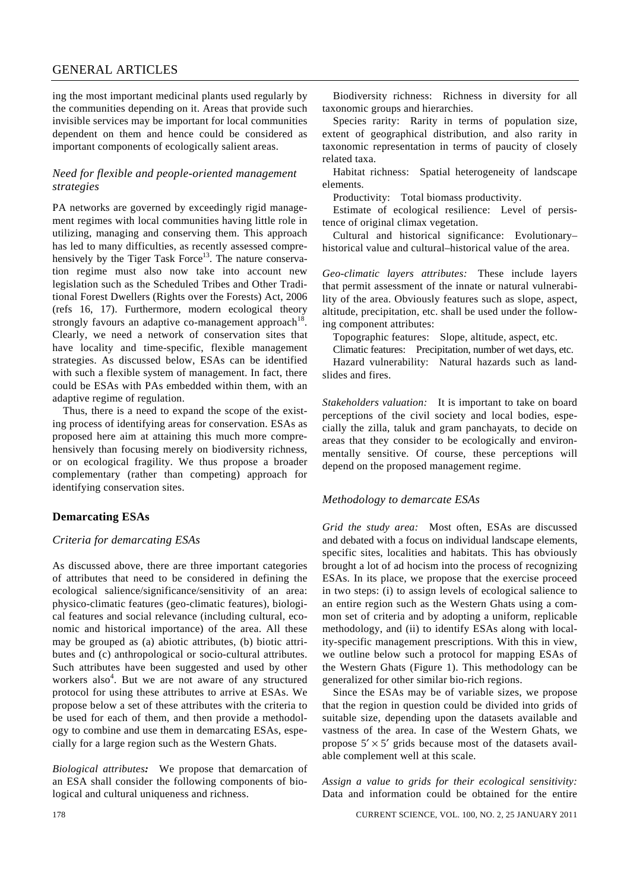ing the most important medicinal plants used regularly by the communities depending on it. Areas that provide such invisible services may be important for local communities dependent on them and hence could be considered as important components of ecologically salient areas.

### *Need for flexible and people-oriented management strategies*

PA networks are governed by exceedingly rigid management regimes with local communities having little role in utilizing, managing and conserving them. This approach has led to many difficulties, as recently assessed comprehensively by the Tiger Task Force[13]. The nature conservation regime must also now take into account new legislation such as the Scheduled Tribes and Other Traditional Forest Dwellers (Rights over the Forests) Act, 2006 (refs 16, 17). Furthermore, modern ecological theory strongly favours an adaptive co-management approach[18]. Clearly, we need a network of conservation sites that have locality and time-specific, flexible management strategies. As discussed below, ESAs can be identified with such a flexible system of management. In fact, there could be ESAs with PAs embedded within them, with an adaptive regime of regulation.

Thus, there is a need to expand the scope of the existing process of identifying areas for conservation. ESAs as proposed here aim at attaining this much more comprehensively than focusing merely on biodiversity richness, or on ecological fragility. We thus propose a broader complementary (rather than competing) approach for identifying conservation sites.

## Demarcating ESAs

### *Criteria for demarcating ESAs*

As discussed above, there are three important categories of attributes that need to be considered in defining the ecological salience/significance/sensitivity of an area: physico-climatic features (geo-climatic features), biological features and social relevance (including cultural, economic and historical importance) of the area. All these may be grouped as (a) abiotic attributes, (b) biotic attributes and (c) anthropological or socio-cultural attributes. Such attributes have been suggested and used by other workers also[4]. But we are not aware of any structured protocol for using these attributes to arrive at ESAs. We propose below a set of these attributes with the criteria to be used for each of them, and then provide a methodology to combine and use them in demarcating ESAs, especially for a large region such as the Western Ghats.

***Biological attributes:*** We propose that demarcation of an ESA shall consider the following components of biological and cultural uniqueness and richness.

Biodiversity richness: Richness in diversity for all taxonomic groups and hierarchies.

Species rarity: Rarity in terms of population size, extent of geographical distribution, and also rarity in taxonomic representation in terms of paucity of closely related taxa.

Habitat richness: Spatial heterogeneity of landscape elements.

Productivity: Total biomass productivity.

Estimate of ecological resilience: Level of persistence of original climax vegetation.

Cultural and historical significance: Evolutionary–historical value and cultural–historical value of the area.

*Geo-climatic layers attributes:* These include layers that permit assessment of the innate or natural vulnerability of the area. Obviously features such as slope, aspect, altitude, precipitation, etc. shall be used under the following component attributes:

Topographic features: Slope, altitude, aspect, etc.

Climatic features: Precipitation, number of wet days, etc.

Hazard vulnerability: Natural hazards such as landslides and fires.

*Stakeholders valuation:* It is important to take on board perceptions of the civil society and local bodies, especially the zilla, taluk and gram panchayats, to decide on areas that they consider to be ecologically and environmentally sensitive. Of course, these perceptions will depend on the proposed management regime.

### *Methodology to demarcate ESAs*

*Grid the study area:* Most often, ESAs are discussed and debated with a focus on individual landscape elements, specific sites, localities and habitats. This has obviously brought a lot of ad hocism into the process of recognizing ESAs. In its place, we propose that the exercise proceed in two steps: (i) to assign levels of ecological salience to an entire region such as the Western Ghats using a common set of criteria and by adopting a uniform, replicable methodology, and (ii) to identify ESAs along with locality-specific management prescriptions. With this in view, we outline below such a protocol for mapping ESAs of the Western Ghats (Figure 1). This methodology can be generalized for other similar bio-rich regions.

Since the ESAs may be of variable sizes, we propose that the region in question could be divided into grids of suitable size, depending upon the datasets available and vastness of the area. In case of the Western Ghats, we propose $5' \times 5'$ grids because most of the datasets available complement well at this scale.

*Assign a value to grids for their ecological sensitivity:* Data and information could be obtained for the entire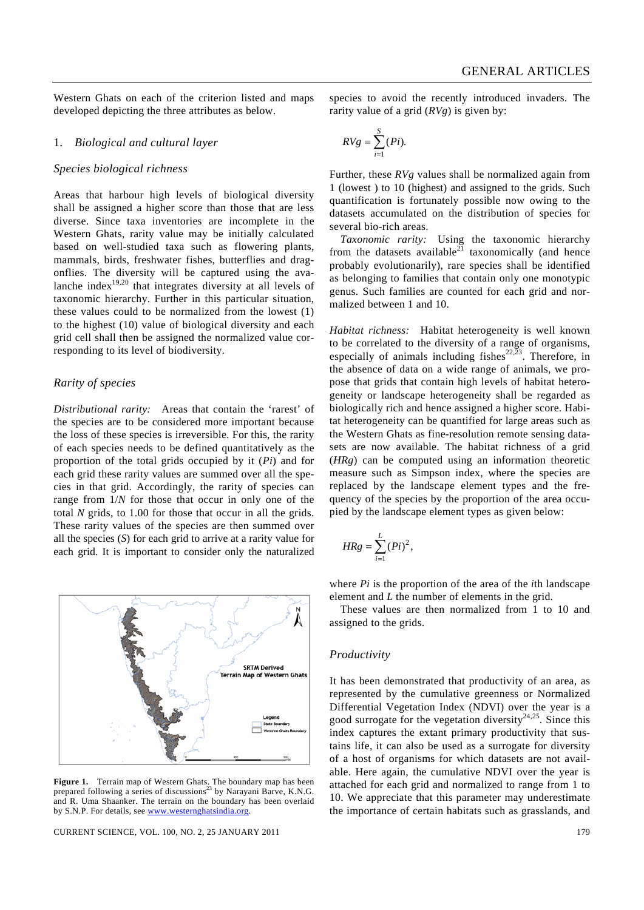Western Ghats on each of the criterion listed and maps developed depicting the three attributes as below.

## 1. *Biological and cultural layer*

### *Species biological richness*

Areas that harbour high levels of biological diversity shall be assigned a higher score than those that are less diverse. Since taxa inventories are incomplete in the Western Ghats, rarity value may be initially calculated based on well-studied taxa such as flowering plants, mammals, birds, freshwater fishes, butterflies and dragonflies. The diversity will be captured using the avalanche index[19,20] that integrates diversity at all levels of taxonomic hierarchy. Further in this particular situation, these values could to be normalized from the lowest (1) to the highest (10) value of biological diversity and each grid cell shall then be assigned the normalized value corresponding to its level of biodiversity.

### *Rarity of species*

*Distributional rarity:* Areas that contain the 'rarest' of the species are to be considered more important because the loss of these species is irreversible. For this, the rarity of each species needs to be defined quantitatively as the proportion of the total grids occupied by it ($Pi$) and for each grid these rarity values are summed over all the species in that grid. Accordingly, the rarity of species can range from $1/N$ for those that occur in only one of the total $N$ grids, to 1.00 for those that occur in all the grids. These rarity values of the species are then summed over all the species ($S$) for each grid to arrive at a rarity value for each grid. It is important to consider only the naturalized species to avoid the recently introduced invaders. The rarity value of a grid ($RVg$) is given by:

$$RVg = \sum_{i=1}^{S} (Pi).$$

Further, these $RVg$ values shall be normalized again from 1 (lowest ) to 10 (highest) and assigned to the grids. Such quantification is fortunately possible now owing to the datasets accumulated on the distribution of species for several bio-rich areas.

*Taxonomic rarity:* Using the taxonomic hierarchy from the datasets available[21] taxonomically (and hence probably evolutionarily), rare species shall be identified as belonging to families that contain only one monotypic genus. Such families are counted for each grid and normalized between 1 and 10.

*Habitat richness:* Habitat heterogeneity is well known to be correlated to the diversity of a range of organisms, especially of animals including fishes[22,23]. Therefore, in the absence of data on a wide range of animals, we propose that grids that contain high levels of habitat heterogeneity or landscape heterogeneity shall be regarded as biologically rich and hence assigned a higher score. Habitat heterogeneity can be quantified for large areas such as the Western Ghats as fine-resolution remote sensing datasets are now available. The habitat richness of a grid ($HRg$) can be computed using an information theoretic measure such as Simpson index, where the species are replaced by the landscape element types and the frequency of the species by the proportion of the area occupied by the landscape element types as given below:

$$HRg = \sum_{i=1}^{L} (Pi)^2,$$

where $Pi$ is the proportion of the area of the $i$th landscape element and $L$ the number of elements in the grid.

These values are then normalized from 1 to 10 and assigned to the grids.

### *Productivity*

It has been demonstrated that productivity of an area, as represented by the cumulative greenness or Normalized Differential Vegetation Index (NDVI) over the year is a good surrogate for the vegetation diversity[24,25]. Since this index captures the extant primary productivity that sustains life, it can also be used as a surrogate for diversity of a host of organisms for which datasets are not available. Here again, the cumulative NDVI over the year is attached for each grid and normalized to range from 1 to 10. We appreciate that this parameter may underestimate the importance of certain habitats such as grasslands, and

**Figure 1.** Terrain map of Western Ghats. The boundary map has been prepared following a series of discussions[23] by Narayani Barve, K.N.G. and R. Uma Shaanker. The terrain on the boundary has been overlaid by S.N.P. For details, see www.westernghatsindia.org.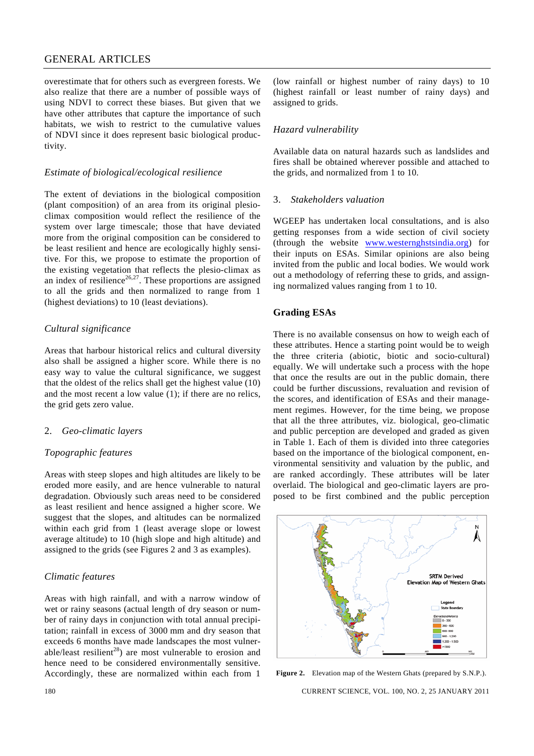overestimate that for others such as evergreen forests. We also realize that there are a number of possible ways of using NDVI to correct these biases. But given that we have other attributes that capture the importance of such habitats, we wish to restrict to the cumulative values of NDVI since it does represent basic biological productivity.

### *Estimate of biological/ecological resilience*

The extent of deviations in the biological composition (plant composition) of an area from its original plesioclimax composition would reflect the resilience of the system over large timescale; those that have deviated more from the original composition can be considered to be least resilient and hence are ecologically highly sensitive. For this, we propose to estimate the proportion of the existing vegetation that reflects the plesio-climax as an index of resilience[26,27]. These proportions are assigned to all the grids and then normalized to range from 1 (highest deviations) to 10 (least deviations).

### *Cultural significance*

Areas that harbour historical relics and cultural diversity also shall be assigned a higher score. While there is no easy way to value the cultural significance, we suggest that the oldest of the relics shall get the highest value (10) and the most recent a low value (1); if there are no relics, the grid gets zero value.

### 2. *Geo-climatic layers*

### *Topographic features*

Areas with steep slopes and high altitudes are likely to be eroded more easily, and are hence vulnerable to natural degradation. Obviously such areas need to be considered as least resilient and hence assigned a higher score. We suggest that the slopes, and altitudes can be normalized within each grid from 1 (least average slope or lowest average altitude) to 10 (high slope and high altitude) and assigned to the grids (see Figures 2 and 3 as examples).

### *Climatic features*

Areas with high rainfall, and with a narrow window of wet or rainy seasons (actual length of dry season or number of rainy days in conjunction with total annual precipitation; rainfall in excess of 3000 mm and dry season that exceeds 6 months have made landscapes the most vulnerable/least resilient[28]) are most vulnerable to erosion and hence need to be considered environmentally sensitive. Accordingly, these are normalized within each from 1 (low rainfall or highest number of rainy days) to 10 (highest rainfall or least number of rainy days) and assigned to grids.

### *Hazard vulnerability*

Available data on natural hazards such as landslides and fires shall be obtained wherever possible and attached to the grids, and normalized from 1 to 10.

### 3. *Stakeholders valuation*

WGEEP has undertaken local consultations, and is also getting responses from a wide section of civil society (through the website www.westernghstsindia.org) for their inputs on ESAs. Similar opinions are also being invited from the public and local bodies. We would work out a methodology of referring these to grids, and assigning normalized values ranging from 1 to 10.

## Grading ESAs

There is no available consensus on how to weigh each of these attributes. Hence a starting point would be to weigh the three criteria (abiotic, biotic and socio-cultural) equally. We will undertake such a process with the hope that once the results are out in the public domain, there could be further discussions, revaluation and revision of the scores, and identification of ESAs and their management regimes. However, for the time being, we propose that all the three attributes, viz. biological, geo-climatic and public perception are developed and graded as given in Table 1. Each of them is divided into three categories based on the importance of the biological component, environmental sensitivity and valuation by the public, and are ranked accordingly. These attributes will be later overlaid. The biological and geo-climatic layers are proposed to be first combined and the public perception

**Figure 2.** Elevation map of the Western Ghats (prepared by S.N.P.).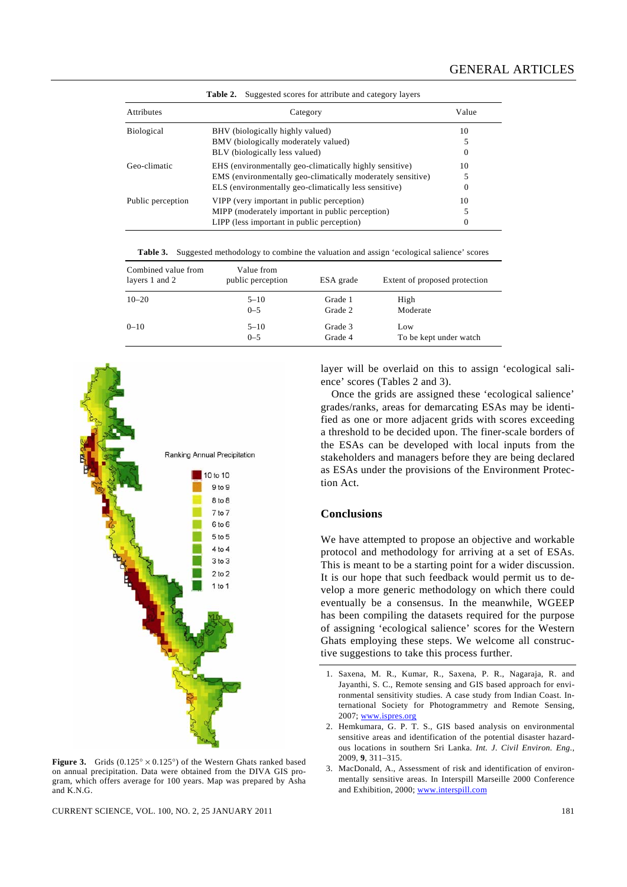**Table 2.** Suggested scores for attribute and category layers

| Attributes | Category | Value |
|---|---|---|
| Biological | BHV (biologically highly valued) | 10 |
| | BMV (biologically moderately valued) | 5 |
| | BLV (biologically less valued) | 0 |
| Geo-climatic | EHS (environmentally geo-climatically highly sensitive) | 10 |
| | EMS (environmentally geo-climatically moderately sensitive) | 5 |
| | ELS (environmentally geo-climatically less sensitive) | 0 |
| Public perception | VIPP (very important in public perception) | 10 |
| | MIPP (moderately important in public perception) | 5 |
| | LIPP (less important in public perception) | 0 |

**Table 3.** Suggested methodology to combine the valuation and assign 'ecological salience' scores

| Combined value from layers 1 and 2 | Value from public perception | ESA grade | Extent of proposed protection |
|---|---|---|---|
| 10–20 | 5–10 | Grade 1 | High |
| | 0–5 | Grade 2 | Moderate |
| 0–10 | 5–10 | Grade 3 | Low |
| | 0–5 | Grade 4 | To be kept under watch |

**Figure 3.** Grids (0.125° × 0.125°) of the Western Ghats ranked based on annual precipitation. Data were obtained from the DIVA GIS program, which offers average for 100 years. Map was prepared by Asha and K.N.G.

layer will be overlaid on this to assign 'ecological salience' scores (Tables 2 and 3).

Once the grids are assigned these 'ecological salience' grades/ranks, areas for demarcating ESAs may be identified as one or more adjacent grids with scores exceeding a threshold to be decided upon. The finer-scale borders of the ESAs can be developed with local inputs from the stakeholders and managers before they are being declared as ESAs under the provisions of the Environment Protection Act.

## Conclusions

We have attempted to propose an objective and workable protocol and methodology for arriving at a set of ESAs. This is meant to be a starting point for a wider discussion. It is our hope that such feedback would permit us to develop a more generic methodology on which there could eventually be a consensus. In the meanwhile, WGEEP has been compiling the datasets required for the purpose of assigning 'ecological salience' scores for the Western Ghats employing these steps. We welcome all constructive suggestions to take this process further.

1. Saxena, M. R., Kumar, R., Saxena, P. R., Nagaraja, R. and Jayanthi, S. C., Remote sensing and GIS based approach for environmental sensitivity studies. A case study from Indian Coast. International Society for Photogrammetry and Remote Sensing, 2007; www.ispres.org
2. Hemkumara, G. P. T. S., GIS based analysis on environmental sensitive areas and identification of the potential disaster hazardous locations in southern Sri Lanka. *Int. J. Civil Environ. Eng.*, 2009, **9**, 311–315.
3. MacDonald, A., Assessment of risk and identification of environmentally sensitive areas. In Interspill Marseille 2000 Conference and Exhibition, 2000; www.interspill.com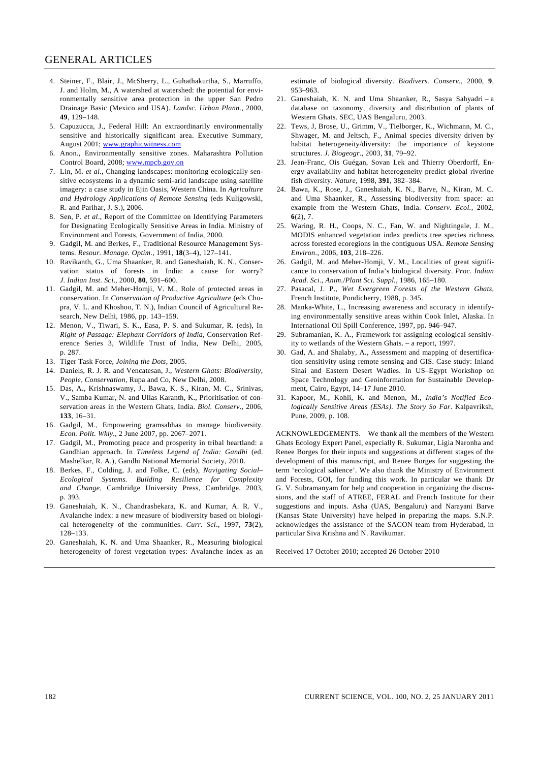4. Steiner, F., Blair, J., McSherry, L., Guhathakurtha, S., Marruffo, J. and Holm, M., A watershed at watershed: the potential for environmentally sensitive area protection in the upper San Pedro Drainage Basic (Mexico and USA). *Landsc. Urban Plann.*, 2000, **49**, 129–148.
5. Capuzucca, J., Federal Hill: An extraordinarily environmentally sensitive and historically significant area. Executive Summary, August 2001; www.graphicwitness.com
6. Anon., Environmentally sensitive zones. Maharashtra Pollution Control Board, 2008; www.mpcb.gov.on
7. Lin, M. *et al.*, Changing landscapes: monitoring ecologically sensitive ecosystems in a dynamic semi-arid landscape using satellite imagery: a case study in Ejin Oasis, Western China. In *Agriculture and Hydrology Applications of Remote Sensing* (eds Kuligowski, R. and Parihar, J. S.), 2006.
8. Sen, P. *et al*., Report of the Committee on Identifying Parameters for Designating Ecologically Sensitive Areas in India. Ministry of Environment and Forests, Government of India, 2000.
9. Gadgil, M. and Berkes, F., Traditional Resource Management Systems. *Resour. Manage. Optim.*, 1991, **18**(3–4), 127–141.
10. Ravikanth, G., Uma Shaanker, R. and Ganeshaiah, K. N., Conservation status of forests in India: a cause for worry? *J. Indian Inst. Sci*., 2000, **80**, 591–600.
11. Gadgil, M. and Meher-Homji, V. M., Role of protected areas in conservation. In *Conservation of Productive Agriculture* (eds Chopra, V. L. and Khoshoo, T. N.), Indian Council of Agricultural Research, New Delhi, 1986, pp. 143–159.
12. Menon, V., Tiwari, S. K., Easa, P. S. and Sukumar, R. (eds), In *Right of Passage: Elephant Corridors of India*, Conservation Reference Series 3, Wildlife Trust of India, New Delhi, 2005, p. 287.
13. Tiger Task Force, *Joining the Dots*, 2005.
14. Daniels, R. J. R. and Vencatesan, J., *Western Ghats: Biodiversity, People, Conservation*, Rupa and Co, New Delhi, 2008.
15. Das, A., Krishnaswamy, J., Bawa, K. S., Kiran, M. C., Srinivas, V., Samba Kumar, N. and Ullas Karanth, K., Prioritisation of conservation areas in the Western Ghats, India. *Biol. Conserv*., 2006, **133**, 16–31.
16. Gadgil, M., Empowering gramsabhas to manage biodiversity. *Econ. Polit. Wkly.*, 2 June 2007, pp. 2067–2071.
17. Gadgil, M., Promoting peace and prosperity in tribal heartland: a Gandhian approach. In *Timeless Legend of India: Gandhi* (ed. Mashelkar, R. A.), Gandhi National Memorial Society, 2010.
18. Berkes, F., Colding, J. and Folke, C. (eds), *Navigating Social–Ecological Systems. Building Resilience for Complexity and Change*, Cambridge University Press, Cambridge, 2003, p. 393.
19. Ganeshaiah, K. N., Chandrashekara, K. and Kumar, A. R. V., Avalanche index: a new measure of biodiversity based on biological heterogeneity of the communities. *Curr. Sci*., 1997, **73**(2), 128–133.
20. Ganeshaiah, K. N. and Uma Shaanker, R., Measuring biological heterogeneity of forest vegetation types: Avalanche index as an estimate of biological diversity. *Biodivers. Conserv.*, 2000, **9**, 953–963.
21. Ganeshaiah, K. N. and Uma Shaanker, R., Sasya Sahyadri – a database on taxonomy, diversity and distribution of plants of Western Ghats. SEC, UAS Bengaluru, 2003.
22. Tews, J, Brose, U., Grimm, V., Tielborger, K., Wichmann, M. C., Shwager, M. and Jeltsch, F., Animal species diversity driven by habitat heterogeneity/diversity: the importance of keystone structures. *J. Biogeogr.*, 2003, **31**, 79–92.
23. Jean-Franc, Ois Guégan, Sovan Lek and Thierry Oberdorff, Energy availability and habitat heterogeneity predict global riverine fish diversity. *Nature*, 1998, **391**, 382–384.
24. Bawa, K., Rose, J., Ganeshaiah, K. N., Barve, N., Kiran, M. C. and Uma Shaanker, R., Assessing biodiversity from space: an example from the Western Ghats, India. *Conserv. Ecol.*, 2002, **6**(2), 7.
25. Waring, R. H., Coops, N. C., Fan, W. and Nightingale, J. M., MODIS enhanced vegetation index predicts tree species richness across forested ecoregions in the contiguous USA. *Remote Sensing Environ.*, 2006, **103**, 218–226.
26. Gadgil, M. and Meher-Homji, V. M., Localities of great significance to conservation of India's biological diversity. *Proc. Indian Acad. Sci., Anim./Plant Sci. Suppl.*, 1986, 165–180.
27. Pasacal, J. P., *Wet Evergreen Forests of the Western Ghats*, French Institute, Pondicherry, 1988, p. 345.
28. Manka-White, L., Increasing awareness and accuracy in identifying environmentally sensitive areas within Cook Inlet, Alaska. In International Oil Spill Conference, 1997, pp. 946–947.
29. Subramanian, K. A., Framework for assigning ecological sensitivity to wetlands of the Western Ghats. – a report, 1997.
30. Gad, A. and Shalaby, A., Assessment and mapping of desertification sensitivity using remote sensing and GIS. Case study: Inland Sinai and Eastern Desert Wadies. In US–Egypt Workshop on Space Technology and Geoinformation for Sustainable Development, Cairo, Egypt, 14–17 June 2010.
31. Kapoor, M., Kohli, K. and Menon, M., *India's Notified Ecologically Sensitive Areas (ESAs). The Story So Far*. Kalpavriksh, Pune, 2009, p. 108.

ACKNOWLEDGEMENTS. We thank all the members of the Western Ghats Ecology Expert Panel, especially R. Sukumar, Ligia Naronha and Renee Borges for their inputs and suggestions at different stages of the development of this manuscript, and Renee Borges for suggesting the term 'ecological salience'. We also thank the Ministry of Environment and Forests, GOI, for funding this work. In particular we thank Dr G. V. Subramanyam for help and cooperation in organizing the discussions, and the staff of ATREE, FERAL and French Institute for their suggestions and inputs. Asha (UAS, Bengaluru) and Narayani Barve (Kansas State University) have helped in preparing the maps. S.N.P. acknowledges the assistance of the SACON team from Hyderabad, in particular Siva Krishna and N. Ravikumar.

Received 17 October 2010; accepted 26 October 2010